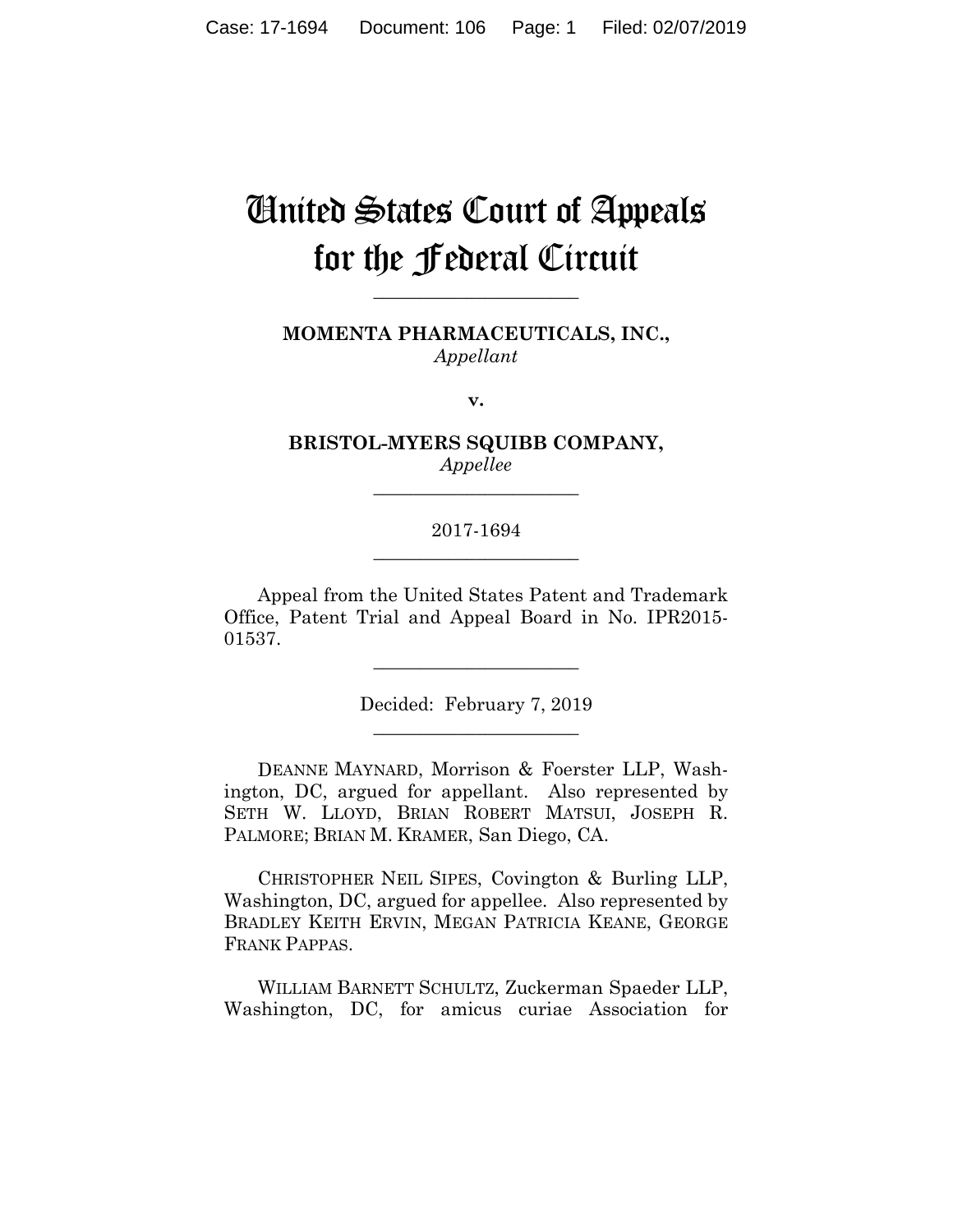# United States Court of Appeals for the Federal Circuit

______________________

**MOMENTA PHARMACEUTICALS, INC.,**
*Appellant*

**v.**

**BRISTOL-MYERS SQUIBB COMPANY,**
*Appellee*

______________________

2017-1694

______________________

Appeal from the United States Patent and Trademark Office, Patent Trial and Appeal Board in No. IPR2015-01537.

______________________

Decided: February 7, 2019

______________________

DEANNE MAYNARD, Morrison & Foerster LLP, Washington, DC, argued for appellant. Also represented by SETH W. LLOYD, BRIAN ROBERT MATSUI, JOSEPH R. PALMORE; BRIAN M. KRAMER, San Diego, CA.

CHRISTOPHER NEIL SIPES, Covington & Burling LLP, Washington, DC, argued for appellee. Also represented by BRADLEY KEITH ERVIN, MEGAN PATRICIA KEANE, GEORGE FRANK PAPPAS.

WILLIAM BARNETT SCHULTZ, Zuckerman Spaeder LLP, Washington, DC, for amicus curiae Association for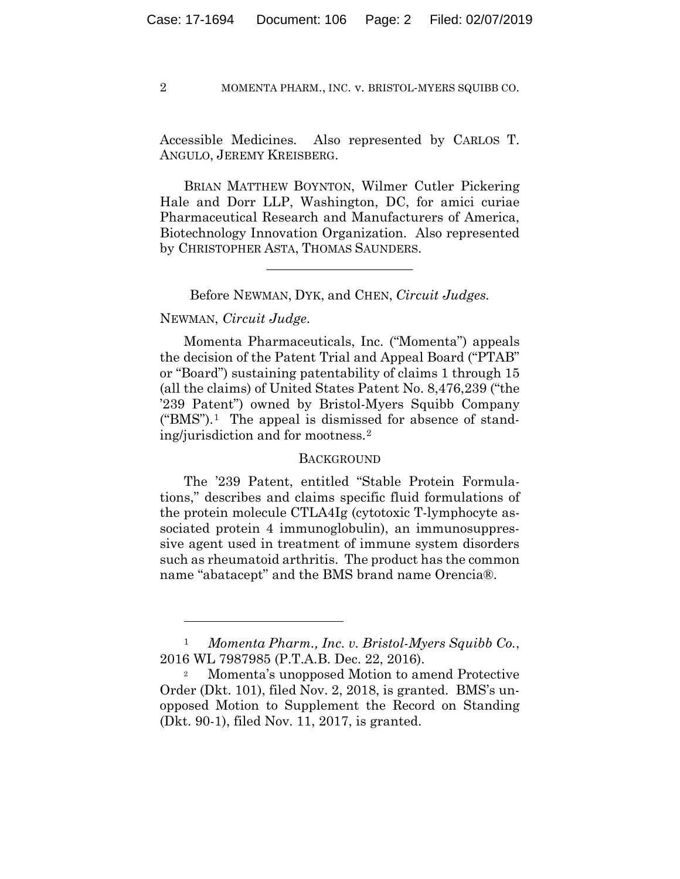Accessible Medicines. Also represented by CARLOS T. ANGULO, JEREMY KREISBERG.

BRIAN MATTHEW BOYNTON, Wilmer Cutler Pickering Hale and Dorr LLP, Washington, DC, for amici curiae Pharmaceutical Research and Manufacturers of America, Biotechnology Innovation Organization. Also represented by CHRISTOPHER ASTA, THOMAS SAUNDERS.

---

Before NEWMAN, DYK, and CHEN, *Circuit Judges.*

NEWMAN, *Circuit Judge.*

Momenta Pharmaceuticals, Inc. ("Momenta") appeals the decision of the Patent Trial and Appeal Board ("PTAB" or "Board") sustaining patentability of claims 1 through 15 (all the claims) of United States Patent No. 8,476,239 ("the '239 Patent") owned by Bristol-Myers Squibb Company ("BMS").[1] The appeal is dismissed for absence of standing/jurisdiction and for mootness.[2]

## BACKGROUND

The '239 Patent, entitled "Stable Protein Formulations," describes and claims specific fluid formulations of the protein molecule CTLA4Ig (cytotoxic T-lymphocyte associated protein 4 immunoglobulin), an immunosuppressive agent used in treatment of immune system disorders such as rheumatoid arthritis. The product has the common name "abatacept" and the BMS brand name Orencia®.

---

[1] *Momenta Pharm., Inc. v. Bristol-Myers Squibb Co.*, 2016 WL 7987985 (P.T.A.B. Dec. 22, 2016).

[2] Momenta's unopposed Motion to amend Protective Order (Dkt. 101), filed Nov. 2, 2018, is granted. BMS's unopposed Motion to Supplement the Record on Standing (Dkt. 90-1), filed Nov. 11, 2017, is granted.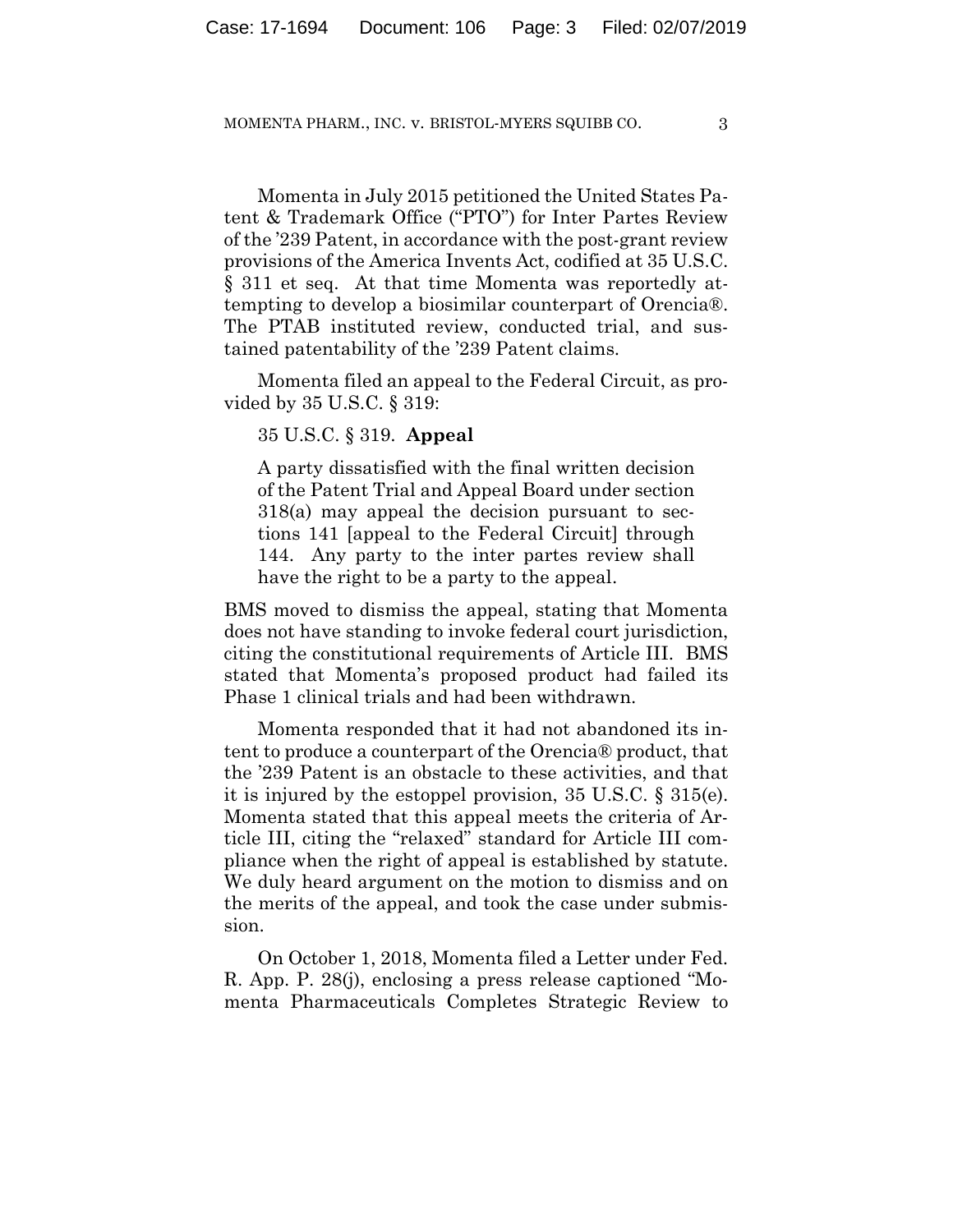Momenta in July 2015 petitioned the United States Patent & Trademark Office ("PTO") for Inter Partes Review of the '239 Patent, in accordance with the post-grant review provisions of the America Invents Act, codified at 35 U.S.C. § 311 et seq. At that time Momenta was reportedly attempting to develop a biosimilar counterpart of Orencia®. The PTAB instituted review, conducted trial, and sustained patentability of the '239 Patent claims.

Momenta filed an appeal to the Federal Circuit, as provided by 35 U.S.C. § 319:

> 35 U.S.C. § 319. **Appeal**
>
> A party dissatisfied with the final written decision of the Patent Trial and Appeal Board under section 318(a) may appeal the decision pursuant to sections 141 [appeal to the Federal Circuit] through 144. Any party to the inter partes review shall have the right to be a party to the appeal.

BMS moved to dismiss the appeal, stating that Momenta does not have standing to invoke federal court jurisdiction, citing the constitutional requirements of Article III. BMS stated that Momenta's proposed product had failed its Phase 1 clinical trials and had been withdrawn.

Momenta responded that it had not abandoned its intent to produce a counterpart of the Orencia® product, that the '239 Patent is an obstacle to these activities, and that it is injured by the estoppel provision, 35 U.S.C. § 315(e). Momenta stated that this appeal meets the criteria of Article III, citing the "relaxed" standard for Article III compliance when the right of appeal is established by statute. We duly heard argument on the motion to dismiss and on the merits of the appeal, and took the case under submission.

On October 1, 2018, Momenta filed a Letter under Fed. R. App. P. 28(j), enclosing a press release captioned "Momenta Pharmaceuticals Completes Strategic Review to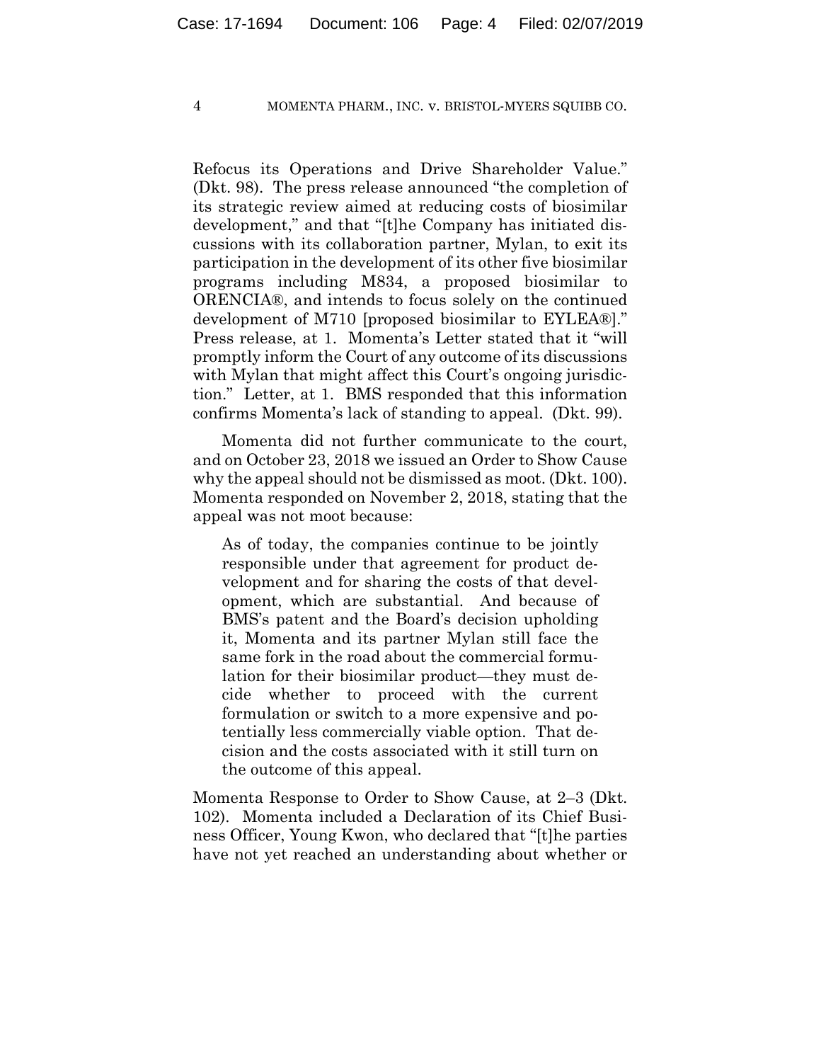Refocus its Operations and Drive Shareholder Value." (Dkt. 98). The press release announced "the completion of its strategic review aimed at reducing costs of biosimilar development," and that "[t]he Company has initiated discussions with its collaboration partner, Mylan, to exit its participation in the development of its other five biosimilar programs including M834, a proposed biosimilar to ORENCIA®, and intends to focus solely on the continued development of M710 [proposed biosimilar to EYLEA®]." Press release, at 1. Momenta's Letter stated that it "will promptly inform the Court of any outcome of its discussions with Mylan that might affect this Court's ongoing jurisdiction." Letter, at 1. BMS responded that this information confirms Momenta's lack of standing to appeal. (Dkt. 99).

Momenta did not further communicate to the court, and on October 23, 2018 we issued an Order to Show Cause why the appeal should not be dismissed as moot. (Dkt. 100). Momenta responded on November 2, 2018, stating that the appeal was not moot because:

> As of today, the companies continue to be jointly responsible under that agreement for product development and for sharing the costs of that development, which are substantial. And because of BMS's patent and the Board's decision upholding it, Momenta and its partner Mylan still face the same fork in the road about the commercial formulation for their biosimilar product—they must decide whether to proceed with the current formulation or switch to a more expensive and potentially less commercially viable option. That decision and the costs associated with it still turn on the outcome of this appeal.

Momenta Response to Order to Show Cause, at 2–3 (Dkt. 102). Momenta included a Declaration of its Chief Business Officer, Young Kwon, who declared that "[t]he parties have not yet reached an understanding about whether or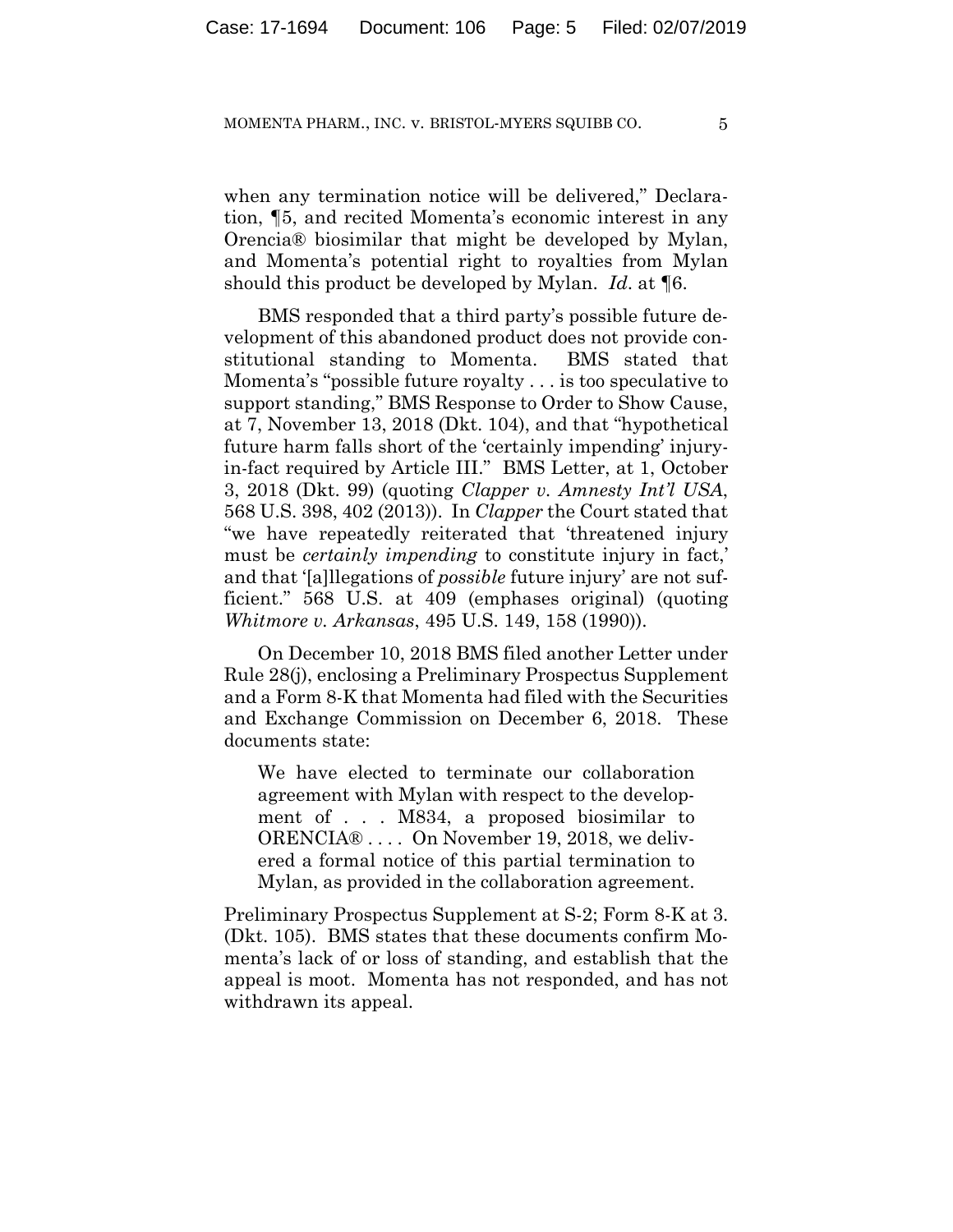when any termination notice will be delivered," Declaration, ¶5, and recited Momenta's economic interest in any Orencia® biosimilar that might be developed by Mylan, and Momenta's potential right to royalties from Mylan should this product be developed by Mylan. *Id.* at ¶6.

BMS responded that a third party's possible future development of this abandoned product does not provide constitutional standing to Momenta. BMS stated that Momenta's "possible future royalty . . . is too speculative to support standing," BMS Response to Order to Show Cause, at 7, November 13, 2018 (Dkt. 104), and that "hypothetical future harm falls short of the 'certainly impending' injury-in-fact required by Article III." BMS Letter, at 1, October 3, 2018 (Dkt. 99) (quoting *Clapper v. Amnesty Int'l USA*, 568 U.S. 398, 402 (2013)). In *Clapper* the Court stated that "we have repeatedly reiterated that 'threatened injury must be *certainly impending* to constitute injury in fact,' and that '[a]llegations of *possible* future injury' are not sufficient." 568 U.S. at 409 (emphases original) (quoting *Whitmore v. Arkansas*, 495 U.S. 149, 158 (1990)).

On December 10, 2018 BMS filed another Letter under Rule 28(j), enclosing a Preliminary Prospectus Supplement and a Form 8-K that Momenta had filed with the Securities and Exchange Commission on December 6, 2018. These documents state:

> We have elected to terminate our collaboration agreement with Mylan with respect to the development of . . . M834, a proposed biosimilar to ORENCIA® . . . . On November 19, 2018, we delivered a formal notice of this partial termination to Mylan, as provided in the collaboration agreement.

Preliminary Prospectus Supplement at S-2; Form 8-K at 3. (Dkt. 105). BMS states that these documents confirm Momenta's lack of or loss of standing, and establish that the appeal is moot. Momenta has not responded, and has not withdrawn its appeal.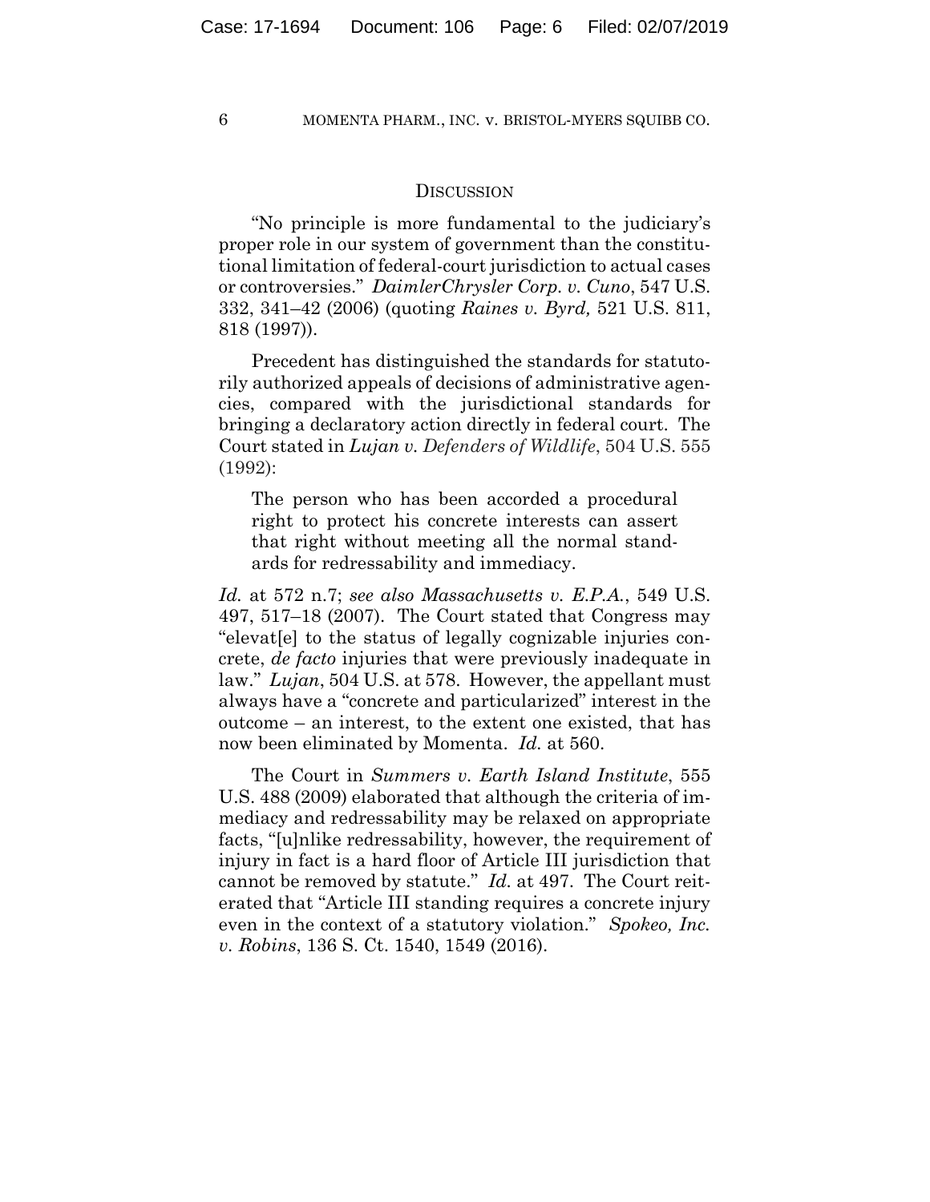## Discussion

"No principle is more fundamental to the judiciary's proper role in our system of government than the constitutional limitation of federal-court jurisdiction to actual cases or controversies." *DaimlerChrysler Corp. v. Cuno*, 547 U.S. 332, 341–42 (2006) (quoting *Raines v. Byrd,* 521 U.S. 811, 818 (1997)).

Precedent has distinguished the standards for statutorily authorized appeals of decisions of administrative agencies, compared with the jurisdictional standards for bringing a declaratory action directly in federal court. The Court stated in *Lujan v. Defenders of Wildlife*, 504 U.S. 555 (1992):

> The person who has been accorded a procedural right to protect his concrete interests can assert that right without meeting all the normal standards for redressability and immediacy.

*Id.* at 572 n.7; *see also Massachusetts v. E.P.A.*, 549 U.S. 497, 517–18 (2007). The Court stated that Congress may "elevat[e] to the status of legally cognizable injuries concrete, *de facto* injuries that were previously inadequate in law." *Lujan*, 504 U.S. at 578. However, the appellant must always have a "concrete and particularized" interest in the outcome – an interest, to the extent one existed, that has now been eliminated by Momenta. *Id.* at 560.

The Court in *Summers v. Earth Island Institute*, 555 U.S. 488 (2009) elaborated that although the criteria of immediacy and redressability may be relaxed on appropriate facts, "[u]nlike redressability, however, the requirement of injury in fact is a hard floor of Article III jurisdiction that cannot be removed by statute." *Id.* at 497. The Court reiterated that "Article III standing requires a concrete injury even in the context of a statutory violation." *Spokeo, Inc. v. Robins*, 136 S. Ct. 1540, 1549 (2016).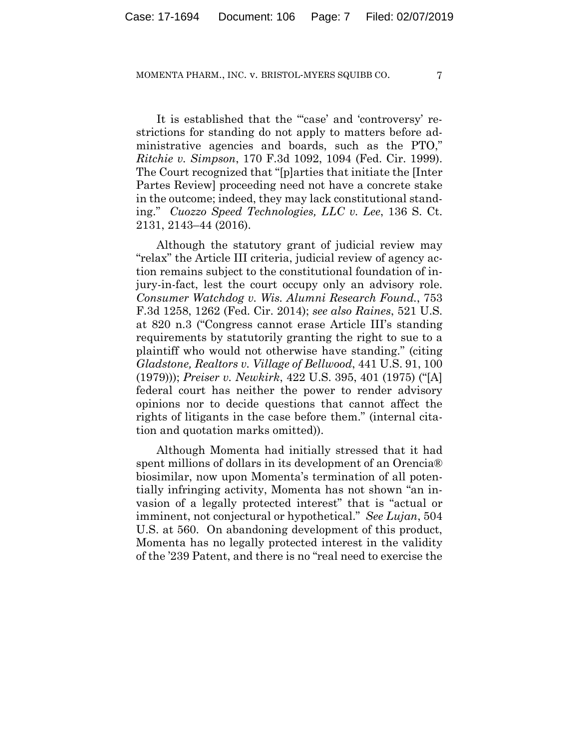It is established that the "'case' and 'controversy' restrictions for standing do not apply to matters before administrative agencies and boards, such as the PTO," *Ritchie v. Simpson*, 170 F.3d 1092, 1094 (Fed. Cir. 1999). The Court recognized that "[p]arties that initiate the [Inter Partes Review] proceeding need not have a concrete stake in the outcome; indeed, they may lack constitutional standing." *Cuozzo Speed Technologies, LLC v. Lee*, 136 S. Ct. 2131, 2143–44 (2016).

Although the statutory grant of judicial review may "relax" the Article III criteria, judicial review of agency action remains subject to the constitutional foundation of injury-in-fact, lest the court occupy only an advisory role. *Consumer Watchdog v. Wis. Alumni Research Found.*, 753 F.3d 1258, 1262 (Fed. Cir. 2014); *see also Raines*, 521 U.S. at 820 n.3 ("Congress cannot erase Article III's standing requirements by statutorily granting the right to sue to a plaintiff who would not otherwise have standing." (citing *Gladstone, Realtors v. Village of Bellwood*, 441 U.S. 91, 100 (1979))); *Preiser v. Newkirk*, 422 U.S. 395, 401 (1975) ("[A] federal court has neither the power to render advisory opinions nor to decide questions that cannot affect the rights of litigants in the case before them." (internal citation and quotation marks omitted)).

Although Momenta had initially stressed that it had spent millions of dollars in its development of an Orencia® biosimilar, now upon Momenta's termination of all potentially infringing activity, Momenta has not shown "an invasion of a legally protected interest" that is "actual or imminent, not conjectural or hypothetical." *See Lujan*, 504 U.S. at 560. On abandoning development of this product, Momenta has no legally protected interest in the validity of the '239 Patent, and there is no "real need to exercise the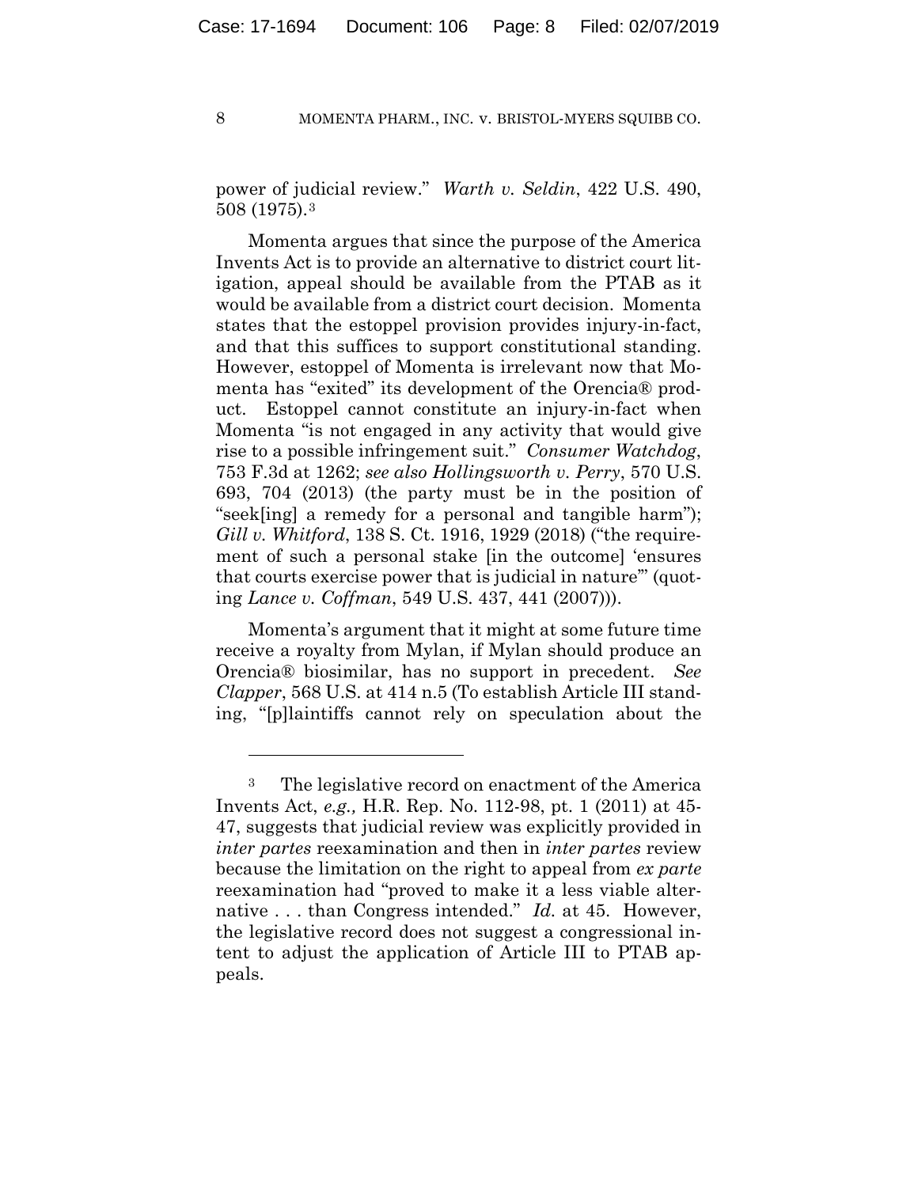power of judicial review." *Warth v. Seldin*, 422 U.S. 490, 508 (1975).[3]

Momenta argues that since the purpose of the America Invents Act is to provide an alternative to district court litigation, appeal should be available from the PTAB as it would be available from a district court decision. Momenta states that the estoppel provision provides injury-in-fact, and that this suffices to support constitutional standing. However, estoppel of Momenta is irrelevant now that Momenta has "exited" its development of the Orencia® product. Estoppel cannot constitute an injury-in-fact when Momenta "is not engaged in any activity that would give rise to a possible infringement suit." *Consumer Watchdog*, 753 F.3d at 1262; *see also Hollingsworth v. Perry*, 570 U.S. 693, 704 (2013) (the party must be in the position of "seek[ing] a remedy for a personal and tangible harm"); *Gill v. Whitford*, 138 S. Ct. 1916, 1929 (2018) ("the requirement of such a personal stake [in the outcome] 'ensures that courts exercise power that is judicial in nature'" (quoting *Lance v. Coffman*, 549 U.S. 437, 441 (2007))).

Momenta's argument that it might at some future time receive a royalty from Mylan, if Mylan should produce an Orencia® biosimilar, has no support in precedent. *See Clapper*, 568 U.S. at 414 n.5 (To establish Article III standing, "[p]laintiffs cannot rely on speculation about the

---

[3] The legislative record on enactment of the America Invents Act, *e.g.,* H.R. Rep. No. 112-98, pt. 1 (2011) at 45-47, suggests that judicial review was explicitly provided in *inter partes* reexamination and then in *inter partes* review because the limitation on the right to appeal from *ex parte* reexamination had "proved to make it a less viable alternative . . . than Congress intended." *Id.* at 45. However, the legislative record does not suggest a congressional intent to adjust the application of Article III to PTAB appeals.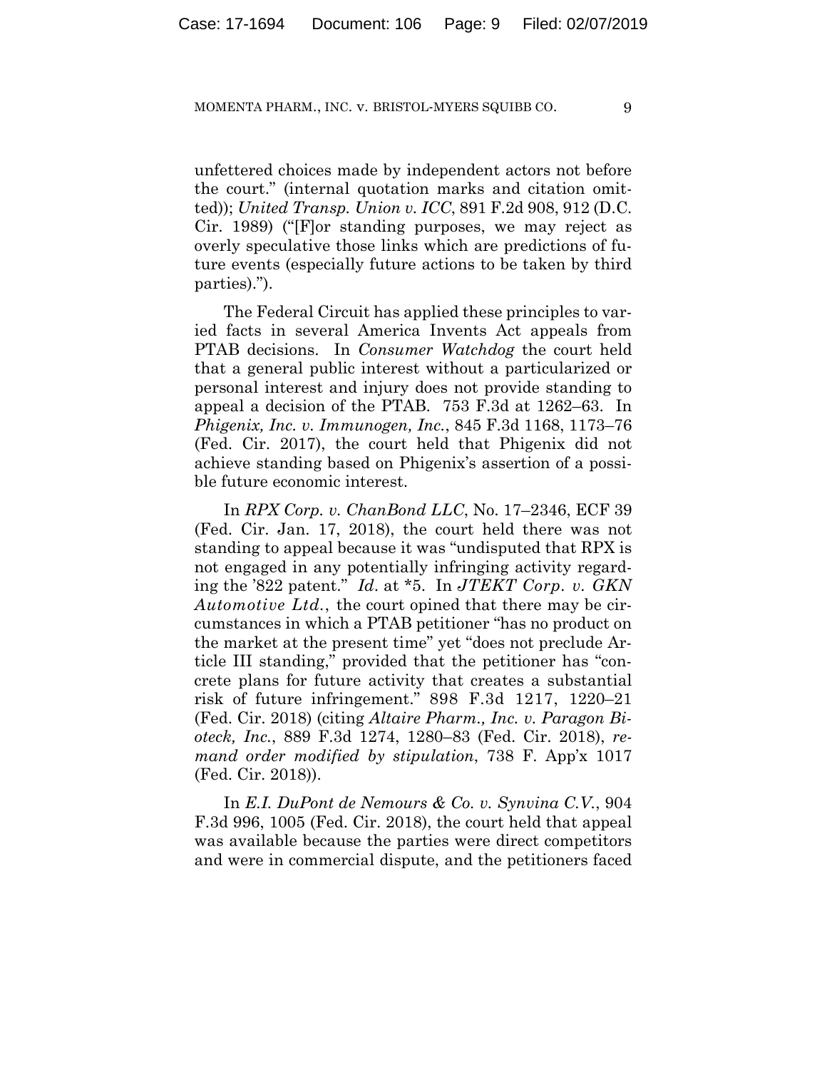unfettered choices made by independent actors not before the court." (internal quotation marks and citation omitted)); *United Transp. Union v. ICC*, 891 F.2d 908, 912 (D.C. Cir. 1989) ("[F]or standing purposes, we may reject as overly speculative those links which are predictions of future events (especially future actions to be taken by third parties).").

The Federal Circuit has applied these principles to varied facts in several America Invents Act appeals from PTAB decisions. In *Consumer Watchdog* the court held that a general public interest without a particularized or personal interest and injury does not provide standing to appeal a decision of the PTAB. 753 F.3d at 1262–63. In *Phigenix, Inc. v. Immunogen, Inc.*, 845 F.3d 1168, 1173–76 (Fed. Cir. 2017), the court held that Phigenix did not achieve standing based on Phigenix's assertion of a possible future economic interest.

In *RPX Corp. v. ChanBond LLC*, No. 17–2346, ECF 39 (Fed. Cir. Jan. 17, 2018), the court held there was not standing to appeal because it was "undisputed that RPX is not engaged in any potentially infringing activity regarding the '822 patent." *Id.* at *5. In *JTEKT Corp. v. GKN Automotive Ltd.*, the court opined that there may be circumstances in which a PTAB petitioner "has no product on the market at the present time" yet "does not preclude Article III standing," provided that the petitioner has "concrete plans for future activity that creates a substantial risk of future infringement." 898 F.3d 1217, 1220–21 (Fed. Cir. 2018) (citing *Altaire Pharm., Inc. v. Paragon Bioteck, Inc.*, 889 F.3d 1274, 1280–83 (Fed. Cir. 2018), *remand order modified by stipulation*, 738 F. App'x 1017 (Fed. Cir. 2018)).

In *E.I. DuPont de Nemours & Co. v. Synvina C.V.*, 904 F.3d 996, 1005 (Fed. Cir. 2018), the court held that appeal was available because the parties were direct competitors and were in commercial dispute, and the petitioners faced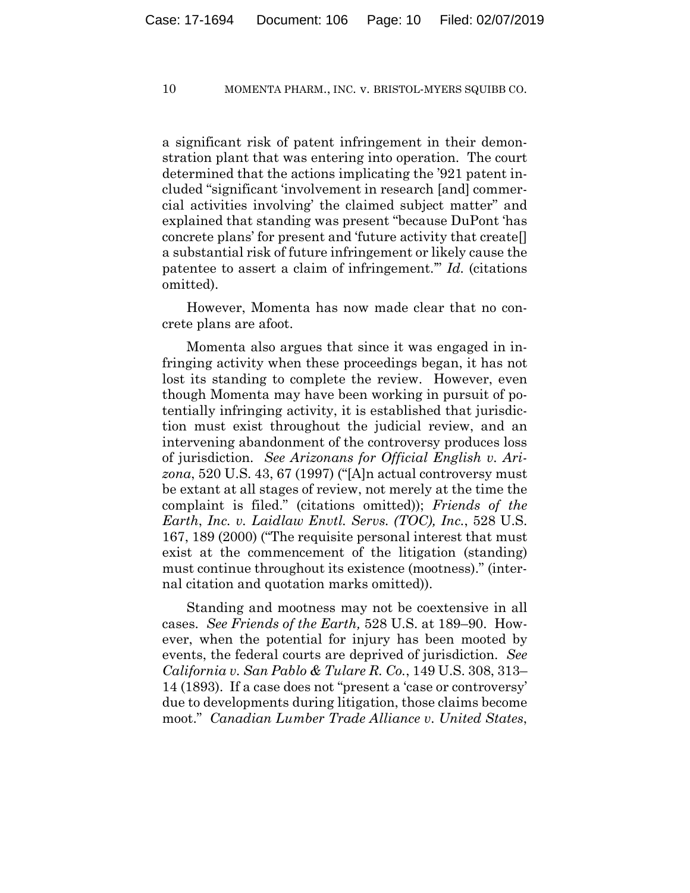a significant risk of patent infringement in their demonstration plant that was entering into operation. The court determined that the actions implicating the '921 patent included "significant 'involvement in research [and] commercial activities involving' the claimed subject matter" and explained that standing was present "because DuPont 'has concrete plans' for present and 'future activity that create[] a substantial risk of future infringement or likely cause the patentee to assert a claim of infringement.'" *Id.* (citations omitted).

However, Momenta has now made clear that no concrete plans are afoot.

Momenta also argues that since it was engaged in infringing activity when these proceedings began, it has not lost its standing to complete the review. However, even though Momenta may have been working in pursuit of potentially infringing activity, it is established that jurisdiction must exist throughout the judicial review, and an intervening abandonment of the controversy produces loss of jurisdiction. *See Arizonans for Official English v. Arizona*, 520 U.S. 43, 67 (1997) ("[A]n actual controversy must be extant at all stages of review, not merely at the time the complaint is filed." (citations omitted)); *Friends of the Earth, Inc. v. Laidlaw Envtl. Servs. (TOC), Inc.*, 528 U.S. 167, 189 (2000) ("The requisite personal interest that must exist at the commencement of the litigation (standing) must continue throughout its existence (mootness)." (internal citation and quotation marks omitted)).

Standing and mootness may not be coextensive in all cases. *See Friends of the Earth,* 528 U.S. at 189–90. However, when the potential for injury has been mooted by events, the federal courts are deprived of jurisdiction. *See California v. San Pablo & Tulare R. Co.*, 149 U.S. 308, 313–14 (1893). If a case does not "present a 'case or controversy' due to developments during litigation, those claims become moot." *Canadian Lumber Trade Alliance v. United States*,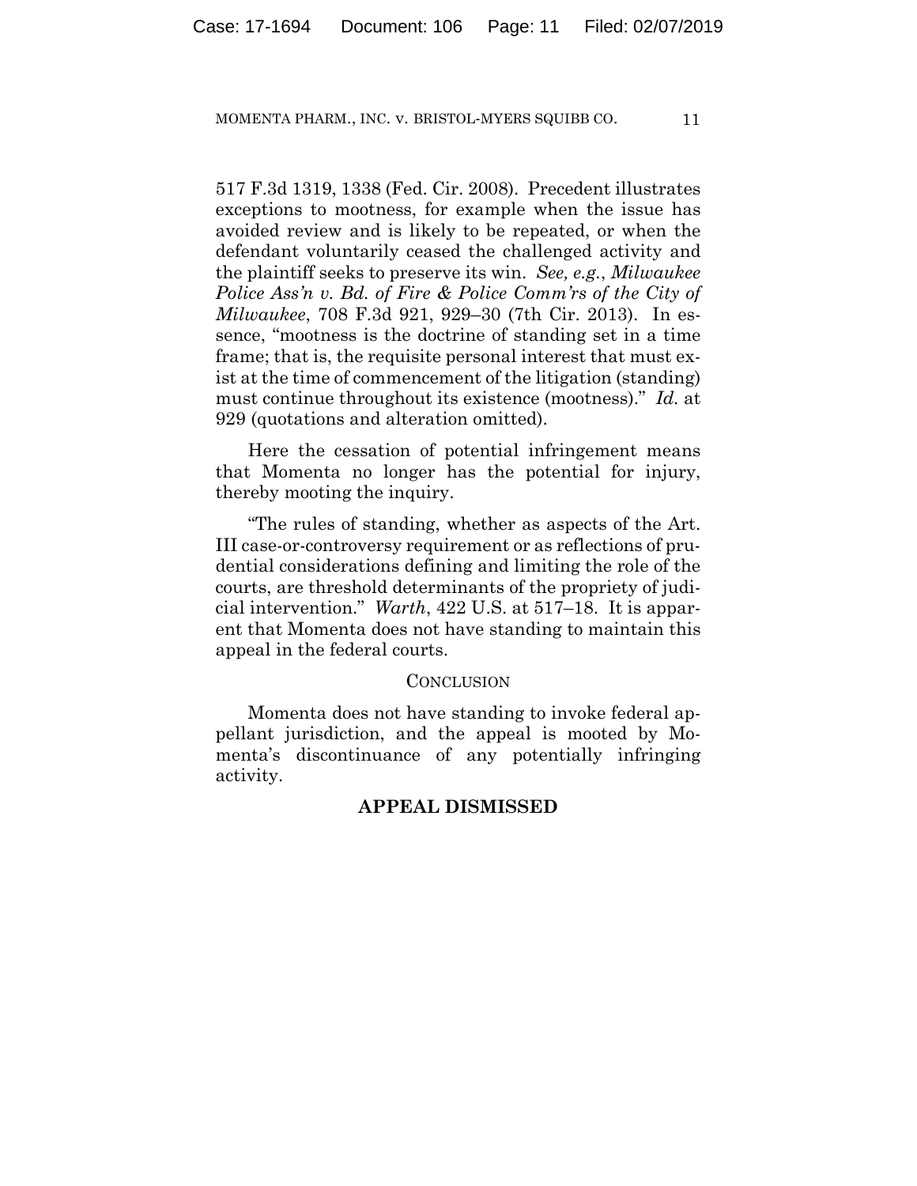517 F.3d 1319, 1338 (Fed. Cir. 2008). Precedent illustrates exceptions to mootness, for example when the issue has avoided review and is likely to be repeated, or when the defendant voluntarily ceased the challenged activity and the plaintiff seeks to preserve its win. *See, e.g.*, *Milwaukee Police Ass'n v. Bd. of Fire & Police Comm'rs of the City of Milwaukee*, 708 F.3d 921, 929–30 (7th Cir. 2013). In essence, "mootness is the doctrine of standing set in a time frame; that is, the requisite personal interest that must exist at the time of commencement of the litigation (standing) must continue throughout its existence (mootness)." *Id.* at 929 (quotations and alteration omitted).

Here the cessation of potential infringement means that Momenta no longer has the potential for injury, thereby mooting the inquiry.

"The rules of standing, whether as aspects of the Art. III case-or-controversy requirement or as reflections of prudential considerations defining and limiting the role of the courts, are threshold determinants of the propriety of judicial intervention." *Warth*, 422 U.S. at 517–18. It is apparent that Momenta does not have standing to maintain this appeal in the federal courts.

## CONCLUSION

Momenta does not have standing to invoke federal appellant jurisdiction, and the appeal is mooted by Momenta's discontinuance of any potentially infringing activity.

**APPEAL DISMISSED**